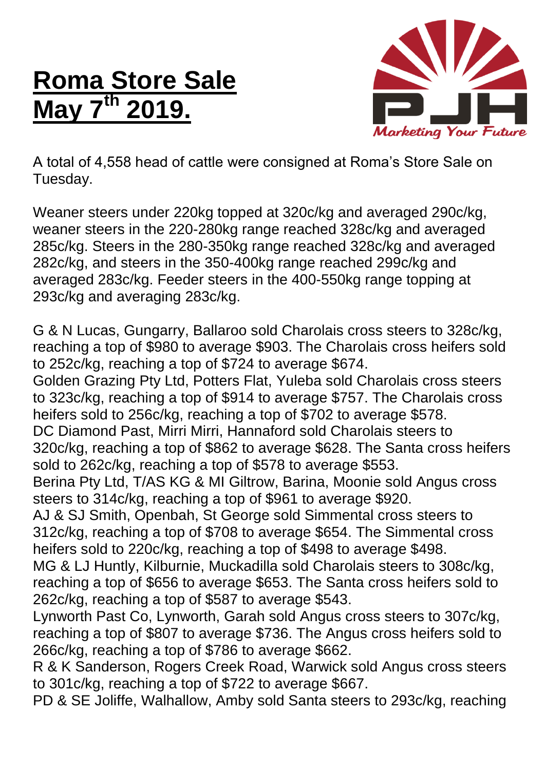# Roma Store Sale May 7th 2019.

A total of 4,558 head of cattle were consigned at Roma's Store Sale on Tuesday.

Weaner steers under 220kg topped at 320c/kg and averaged 290c/kg, weaner steers in the 220-280kg range reached 328c/kg and averaged 285c/kg. Steers in the 280-350kg range reached 328c/kg and averaged 282c/kg, and steers in the 350-400kg range reached 299c/kg and averaged 283c/kg. Feeder steers in the 400-550kg range topping at 293c/kg and averaging 283c/kg.

G & N Lucas, Gungarry, Ballaroo sold Charolais cross steers to 328c/kg, reaching a top of $980 to average $903. The Charolais cross heifers sold to 252c/kg, reaching a top of $724 to average $674.
Golden Grazing Pty Ltd, Potters Flat, Yuleba sold Charolais cross steers to 323c/kg, reaching a top of $914 to average $757. The Charolais cross heifers sold to 256c/kg, reaching a top of $702 to average $578.
DC Diamond Past, Mirri Mirri, Hannaford sold Charolais steers to 320c/kg, reaching a top of $862 to average $628. The Santa cross heifers sold to 262c/kg, reaching a top of $578 to average $553.
Berina Pty Ltd, T/AS KG & MI Giltrow, Barina, Moonie sold Angus cross steers to 314c/kg, reaching a top of $961 to average $920.
AJ & SJ Smith, Openbah, St George sold Simmental cross steers to 312c/kg, reaching a top of $708 to average $654. The Simmental cross heifers sold to 220c/kg, reaching a top of $498 to average $498.
MG & LJ Huntly, Kilburnie, Muckadilla sold Charolais steers to 308c/kg, reaching a top of $656 to average $653. The Santa cross heifers sold to 262c/kg, reaching a top of $587 to average $543.
Lynworth Past Co, Lynworth, Garah sold Angus cross steers to 307c/kg, reaching a top of $807 to average $736. The Angus cross heifers sold to 266c/kg, reaching a top of $786 to average $662.
R & K Sanderson, Rogers Creek Road, Warwick sold Angus cross steers to 301c/kg, reaching a top of $722 to average $667.
PD & SE Joliffe, Walhallow, Amby sold Santa steers to 293c/kg, reaching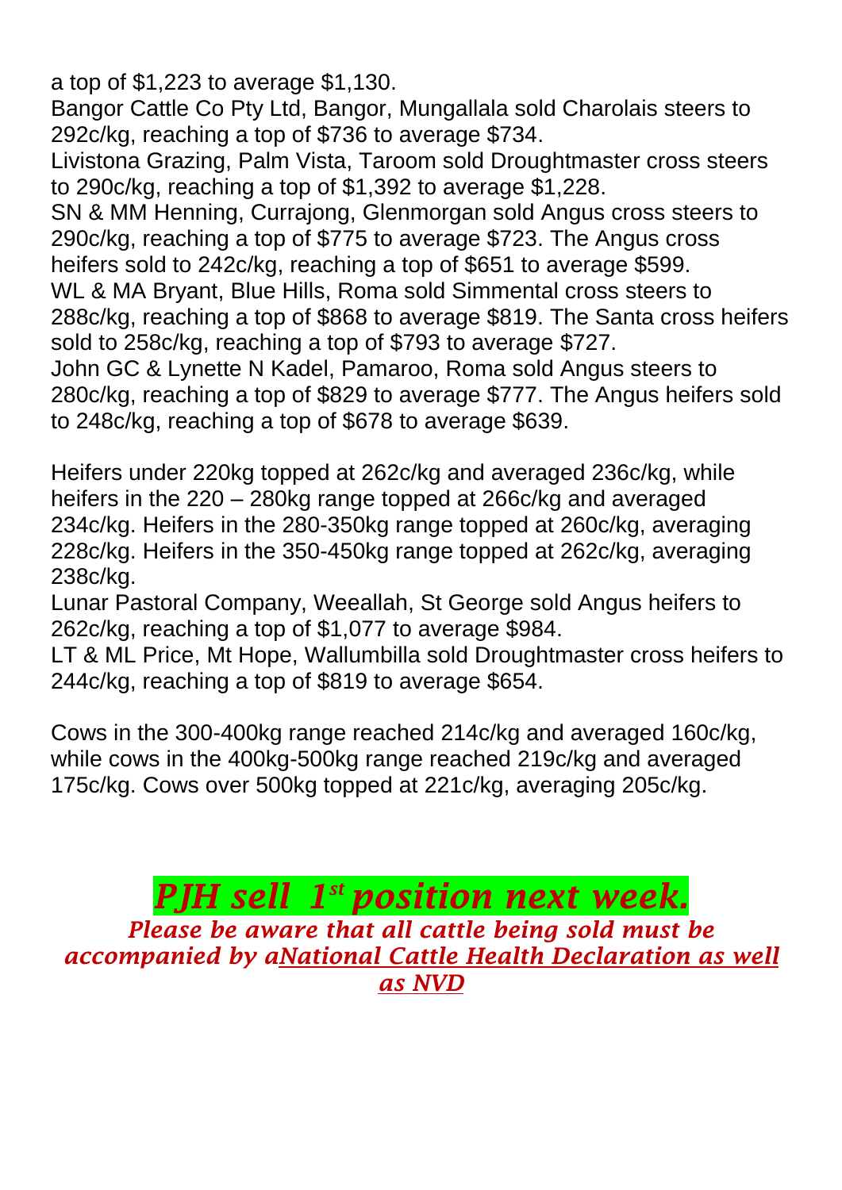a top of $1,223 to average $1,130.
Bangor Cattle Co Pty Ltd, Bangor, Mungallala sold Charolais steers to 292c/kg, reaching a top of $736 to average $734.
Livistona Grazing, Palm Vista, Taroom sold Droughtmaster cross steers to 290c/kg, reaching a top of $1,392 to average $1,228.
SN & MM Henning, Currajong, Glenmorgan sold Angus cross steers to 290c/kg, reaching a top of $775 to average $723. The Angus cross heifers sold to 242c/kg, reaching a top of $651 to average $599.
WL & MA Bryant, Blue Hills, Roma sold Simmental cross steers to 288c/kg, reaching a top of $868 to average $819. The Santa cross heifers sold to 258c/kg, reaching a top of $793 to average $727.
John GC & Lynette N Kadel, Pamaroo, Roma sold Angus steers to 280c/kg, reaching a top of $829 to average $777. The Angus heifers sold to 248c/kg, reaching a top of $678 to average $639.

Heifers under 220kg topped at 262c/kg and averaged 236c/kg, while heifers in the 220 – 280kg range topped at 266c/kg and averaged 234c/kg. Heifers in the 280-350kg range topped at 260c/kg, averaging 228c/kg. Heifers in the 350-450kg range topped at 262c/kg, averaging 238c/kg.
Lunar Pastoral Company, Weeallah, St George sold Angus heifers to 262c/kg, reaching a top of $1,077 to average $984.
LT & ML Price, Mt Hope, Wallumbilla sold Droughtmaster cross heifers to 244c/kg, reaching a top of $819 to average $654.

Cows in the 300-400kg range reached 214c/kg and averaged 160c/kg, while cows in the 400kg-500kg range reached 219c/kg and averaged 175c/kg. Cows over 500kg topped at 221c/kg, averaging 205c/kg.

***PJH sell 1st position next week.***

***Please be aware that all cattle being sold must be accompanied by aNational Cattle Health Declaration as well as NVD***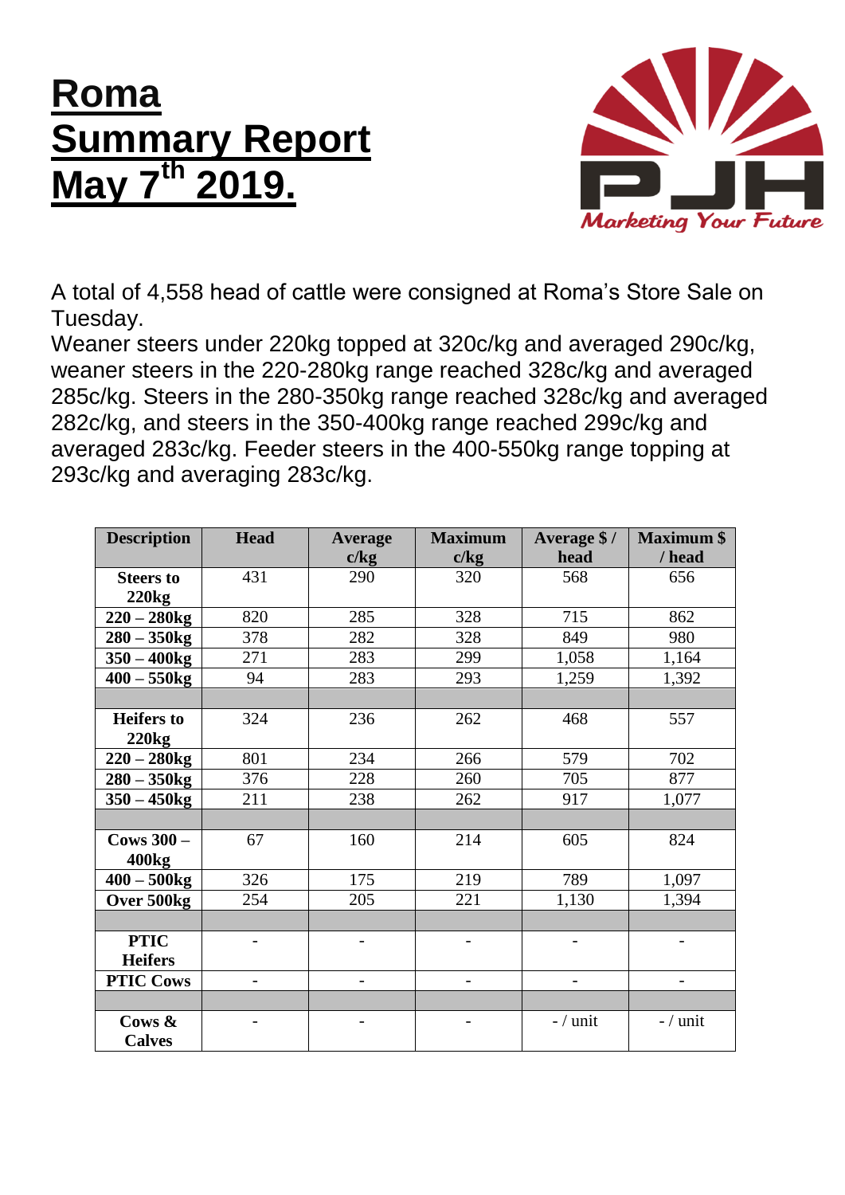# Roma Summary Report May 7th 2019.

Marketing Your Future

A total of 4,558 head of cattle were consigned at Roma's Store Sale on Tuesday.

Weaner steers under 220kg topped at 320c/kg and averaged 290c/kg, weaner steers in the 220-280kg range reached 328c/kg and averaged 285c/kg. Steers in the 280-350kg range reached 328c/kg and averaged 282c/kg, and steers in the 350-400kg range reached 299c/kg and averaged 283c/kg. Feeder steers in the 400-550kg range topping at 293c/kg and averaging 283c/kg.

| Description | Head | Average c/kg | Maximum c/kg | Average $ / head | Maximum $ / head |
|---|---|---|---|---|---|
| **Steers to 220kg** | 431 | 290 | 320 | 568 | 656 |
| **220 – 280kg** | 820 | 285 | 328 | 715 | 862 |
| **280 – 350kg** | 378 | 282 | 328 | 849 | 980 |
| **350 – 400kg** | 271 | 283 | 299 | 1,058 | 1,164 |
| **400 – 550kg** | 94 | 283 | 293 | 1,259 | 1,392 |
| | | | | | |
| **Heifers to 220kg** | 324 | 236 | 262 | 468 | 557 |
| **220 – 280kg** | 801 | 234 | 266 | 579 | 702 |
| **280 – 350kg** | 376 | 228 | 260 | 705 | 877 |
| **350 – 450kg** | 211 | 238 | 262 | 917 | 1,077 |
| | | | | | |
| **Cows 300 – 400kg** | 67 | 160 | 214 | 605 | 824 |
| **400 – 500kg** | 326 | 175 | 219 | 789 | 1,097 |
| **Over 500kg** | 254 | 205 | 221 | 1,130 | 1,394 |
| | | | | | |
| **PTIC Heifers** | - | - | - | - | - |
| **PTIC Cows** | - | - | - | - | - |
| | | | | | |
| **Cows & Calves** | - | - | - | - / unit | - / unit |